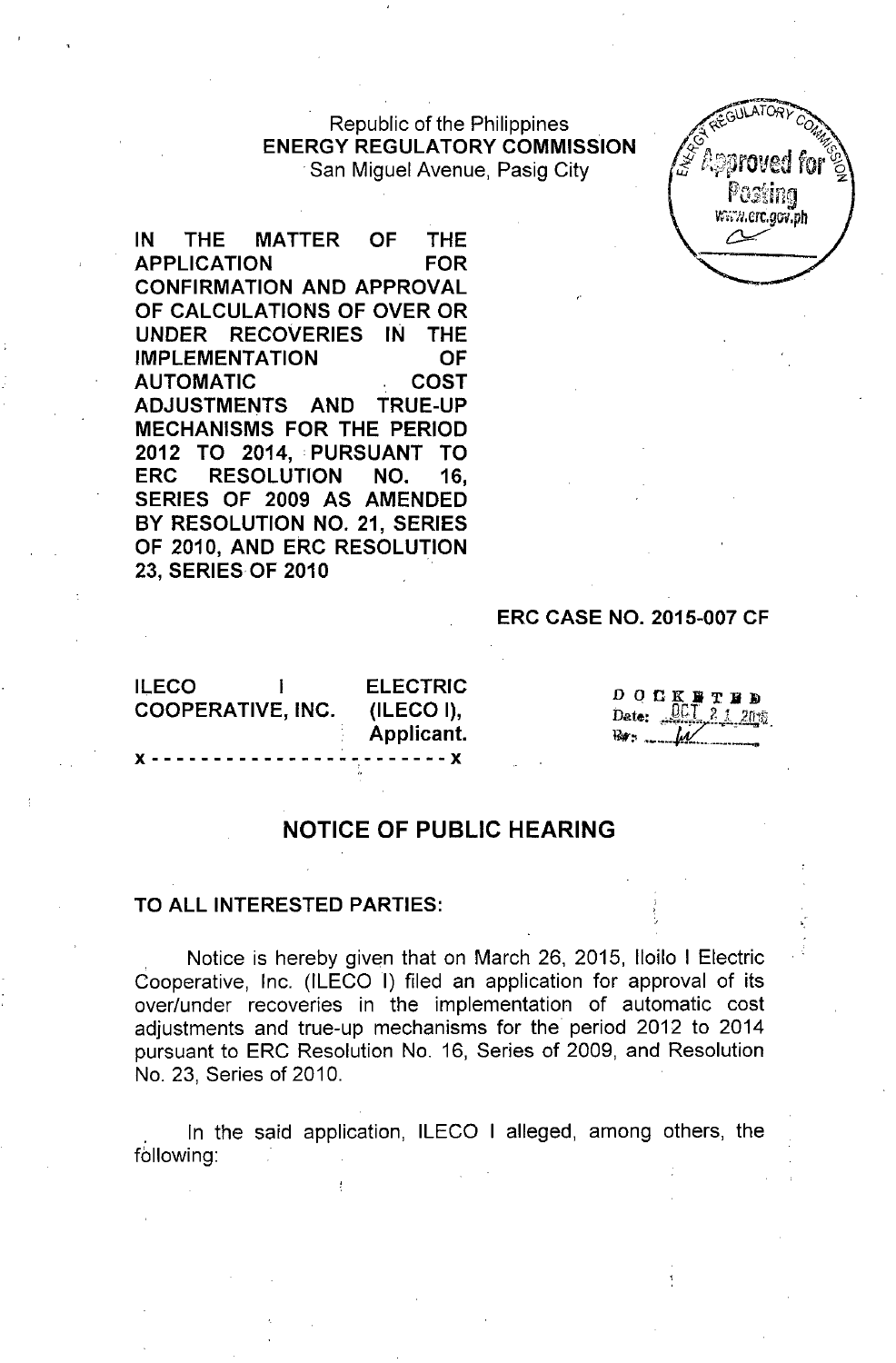Republic of the Philippines
**ENERGY REGULATORY COMMISSION**
San Miguel Avenue, Pasig City

**IN THE MATTER OF THE APPLICATION FOR CONFIRMATION AND APPROVAL OF CALCULATIONS OF OVER OR UNDER RECOVERIES IN THE IMPLEMENTATION OF AUTOMATIC COST ADJUSTMENTS AND TRUE-UP MECHANISMS FOR THE PERIOD 2012 TO 2014, PURSUANT TO ERC RESOLUTION NO. 16, SERIES OF 2009 AS AMENDED BY RESOLUTION NO. 21, SERIES OF 2010, AND ERC RESOLUTION 23, SERIES OF 2010**

**ERC CASE NO. 2015-007 CF**

**ILECO I ELECTRIC COOPERATIVE, INC. (ILECO I),**
**Applicant.**

x - - - - - - - - - - - - - - - - - - - - - - - x

DOCKETED
Date: OCT 21 2015
By: 

## NOTICE OF PUBLIC HEARING

**TO ALL INTERESTED PARTIES:**

Notice is hereby given that on March 26, 2015, Iloilo I Electric Cooperative, Inc. (ILECO I) filed an application for approval of its over/under recoveries in the implementation of automatic cost adjustments and true-up mechanisms for the period 2012 to 2014 pursuant to ERC Resolution No. 16, Series of 2009, and Resolution No. 23, Series of 2010.

In the said application, ILECO I alleged, among others, the following: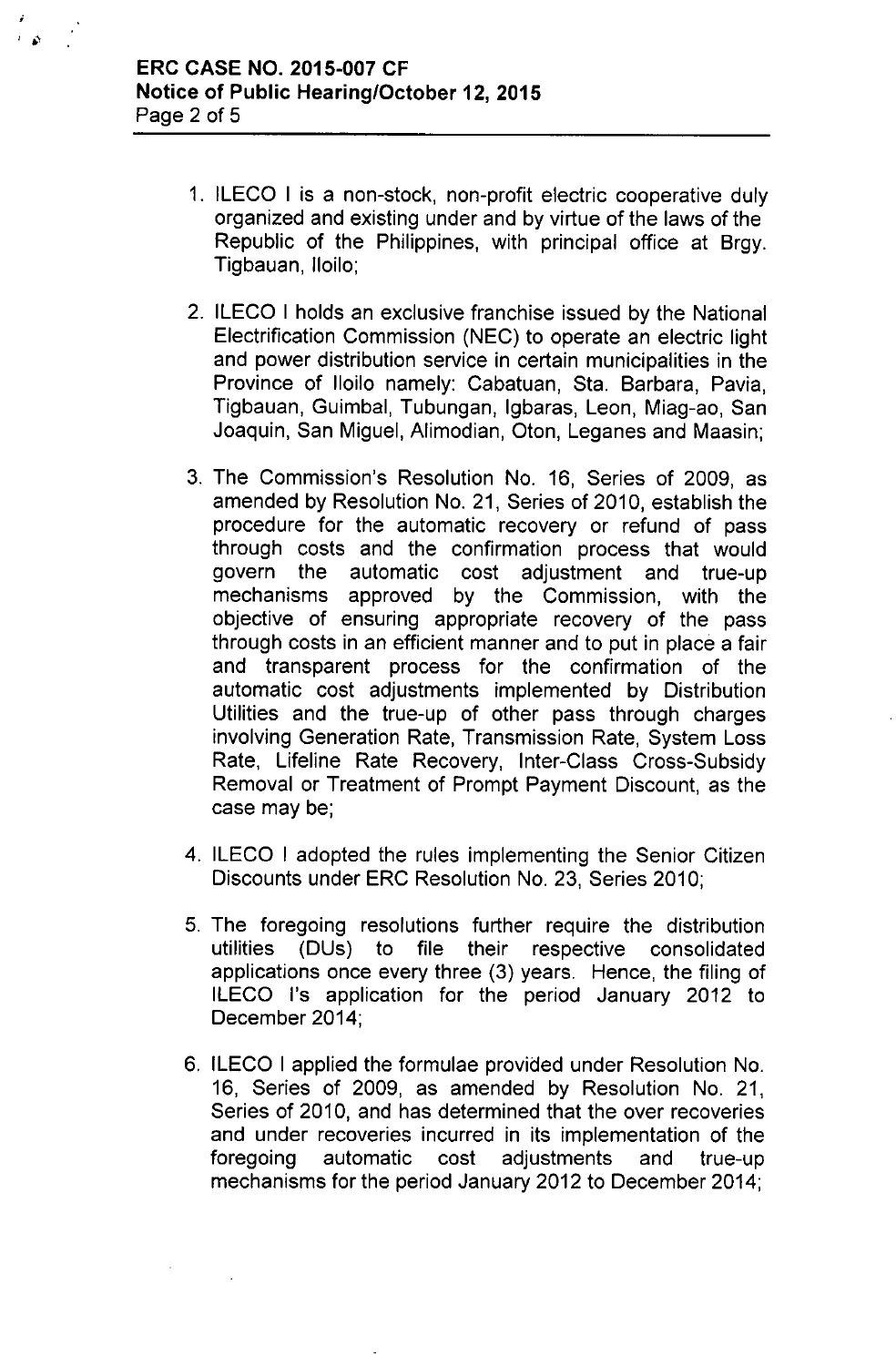1. ILECO I is a non-stock, non-profit electric cooperative duly organized and existing under and by virtue of the laws of the Republic of the Philippines, with principal office at Brgy. Tigbauan, Iloilo;

2. ILECO I holds an exclusive franchise issued by the National Electrification Commission (NEC) to operate an electric light and power distribution service in certain municipalities in the Province of Iloilo namely: Cabatuan, Sta. Barbara, Pavia, Tigbauan, Guimbal, Tubungan, Igbaras, Leon, Miag-ao, San Joaquin, San Miguel, Alimodian, Oton, Leganes and Maasin;

3. The Commission's Resolution No. 16, Series of 2009, as amended by Resolution No. 21, Series of 2010, establish the procedure for the automatic recovery or refund of pass through costs and the confirmation process that would govern the automatic cost adjustment and true-up mechanisms approved by the Commission, with the objective of ensuring appropriate recovery of the pass through costs in an efficient manner and to put in place a fair and transparent process for the confirmation of the automatic cost adjustments implemented by Distribution Utilities and the true-up of other pass through charges involving Generation Rate, Transmission Rate, System Loss Rate, Lifeline Rate Recovery, Inter-Class Cross-Subsidy Removal or Treatment of Prompt Payment Discount, as the case may be;

4. ILECO I adopted the rules implementing the Senior Citizen Discounts under ERC Resolution No. 23, Series 2010;

5. The foregoing resolutions further require the distribution utilities (DUs) to file their respective consolidated applications once every three (3) years. Hence, the filing of ILECO I's application for the period January 2012 to December 2014;

6. ILECO I applied the formulae provided under Resolution No. 16, Series of 2009, as amended by Resolution No. 21, Series of 2010, and has determined that the over recoveries and under recoveries incurred in its implementation of the foregoing automatic cost adjustments and true-up mechanisms for the period January 2012 to December 2014;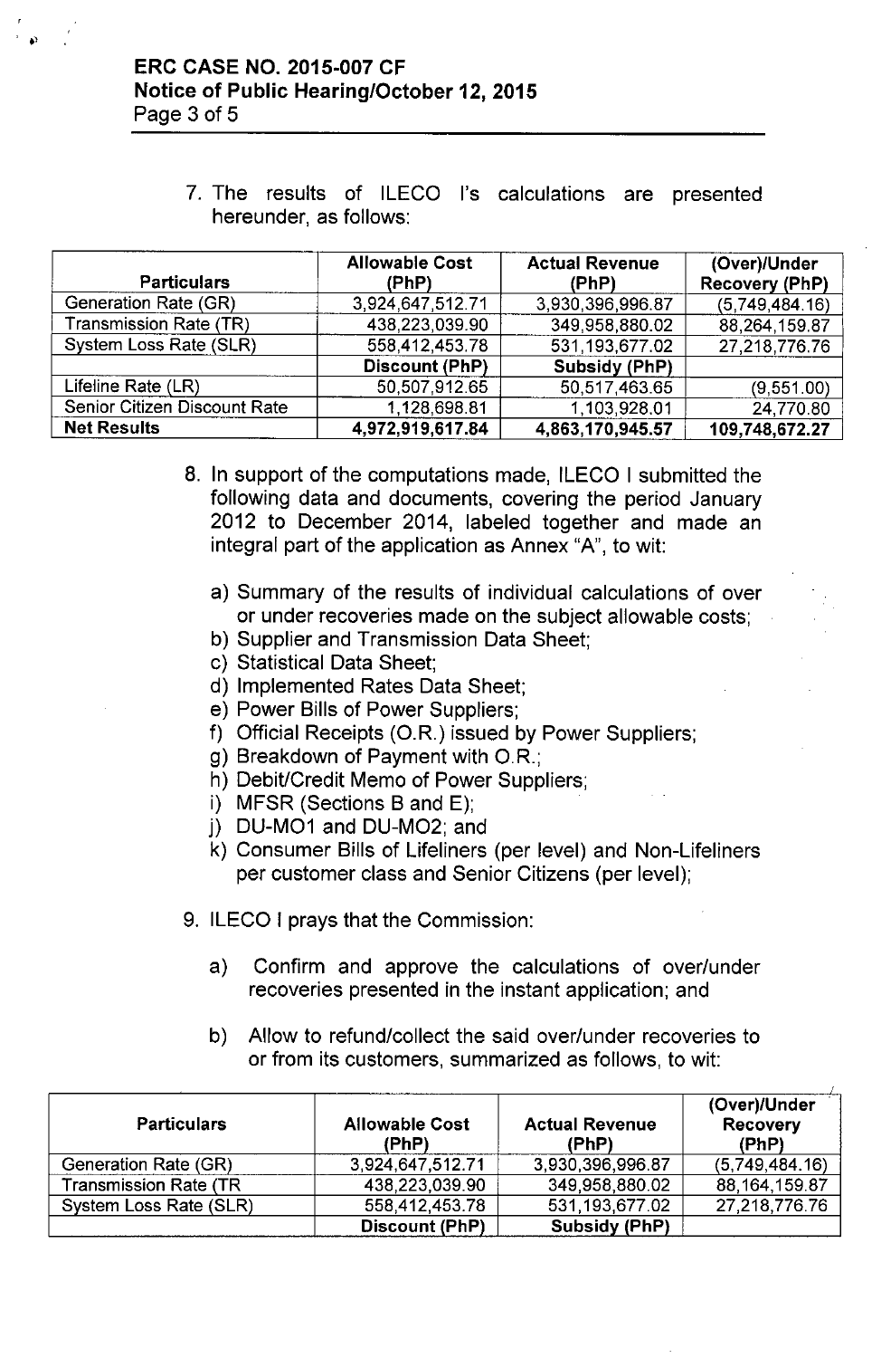7. The results of ILECO I's calculations are presented hereunder, as follows:

| Particulars | Allowable Cost (PhP) | Actual Revenue (PhP) | (Over)/Under Recovery (PhP) |
|---|---|---|---|
| Generation Rate (GR) | 3,924,647,512.71 | 3,930,396,996.87 | (5,749,484.16) |
| Transmission Rate (TR) | 438,223,039.90 | 349,958,880.02 | 88,264,159.87 |
| System Loss Rate (SLR) | 558,412,453.78 | 531,193,677.02 | 27,218,776.76 |
| | **Discount (PhP)** | **Subsidy (PhP)** | |
| Lifeline Rate (LR) | 50,507,912.65 | 50,517,463.65 | (9,551.00) |
| Senior Citizen Discount Rate | 1,128,698.81 | 1,103,928.01 | 24,770.80 |
| **Net Results** | **4,972,919,617.84** | **4,863,170,945.57** | **109,748,672.27** |

8. In support of the computations made, ILECO I submitted the following data and documents, covering the period January 2012 to December 2014, labeled together and made an integral part of the application as Annex "A", to wit:

   a) Summary of the results of individual calculations of over or under recoveries made on the subject allowable costs;
   b) Supplier and Transmission Data Sheet;
   c) Statistical Data Sheet;
   d) Implemented Rates Data Sheet;
   e) Power Bills of Power Suppliers;
   f) Official Receipts (O.R.) issued by Power Suppliers;
   g) Breakdown of Payment with O.R.;
   h) Debit/Credit Memo of Power Suppliers;
   i) MFSR (Sections B and E);
   j) DU-MO1 and DU-MO2; and
   k) Consumer Bills of Lifeliners (per level) and Non-Lifeliners per customer class and Senior Citizens (per level);

9. ILECO I prays that the Commission:

   a) Confirm and approve the calculations of over/under recoveries presented in the instant application; and

   b) Allow to refund/collect the said over/under recoveries to or from its customers, summarized as follows, to wit:

| Particulars | Allowable Cost (PhP) | Actual Revenue (PhP) | (Over)/Under Recovery (PhP) |
|---|---|---|---|
| Generation Rate (GR) | 3,924,647,512.71 | 3,930,396,996.87 | (5,749,484.16) |
| Transmission Rate (TR | 438,223,039.90 | 349,958,880.02 | 88,164,159.87 |
| System Loss Rate (SLR) | 558,412,453.78 | 531,193,677.02 | 27,218,776.76 |
| | **Discount (PhP)** | **Subsidy (PhP)** | |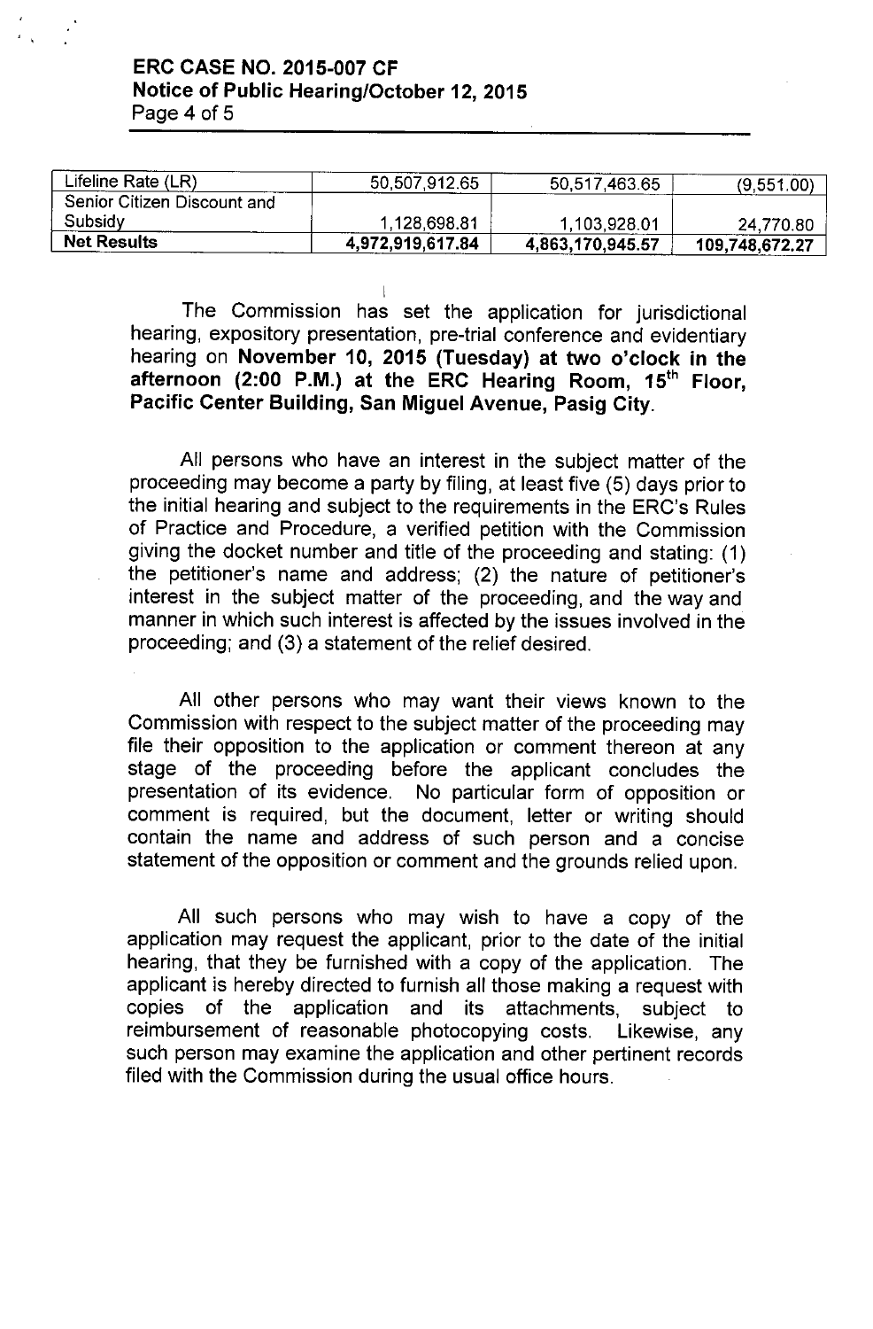| Lifeline Rate (LR) | 50,507,912.65 | 50,517,463.65 | (9,551.00) |
|---|---|---|---|
| Senior Citizen Discount and Subsidy | 1,128,698.81 | 1,103,928.01 | 24,770.80 |
| **Net Results** | **4,972,919,617.84** | **4,863,170,945.57** | **109,748,672.27** |

The Commission has set the application for jurisdictional hearing, expository presentation, pre-trial conference and evidentiary hearing on **November 10, 2015 (Tuesday) at two o'clock in the afternoon (2:00 P.M.) at the ERC Hearing Room, 15th Floor, Pacific Center Building, San Miguel Avenue, Pasig City.**

All persons who have an interest in the subject matter of the proceeding may become a party by filing, at least five (5) days prior to the initial hearing and subject to the requirements in the ERC's Rules of Practice and Procedure, a verified petition with the Commission giving the docket number and title of the proceeding and stating: (1) the petitioner's name and address; (2) the nature of petitioner's interest in the subject matter of the proceeding, and the way and manner in which such interest is affected by the issues involved in the proceeding; and (3) a statement of the relief desired.

All other persons who may want their views known to the Commission with respect to the subject matter of the proceeding may file their opposition to the application or comment thereon at any stage of the proceeding before the applicant concludes the presentation of its evidence. No particular form of opposition or comment is required, but the document, letter or writing should contain the name and address of such person and a concise statement of the opposition or comment and the grounds relied upon.

All such persons who may wish to have a copy of the application may request the applicant, prior to the date of the initial hearing, that they be furnished with a copy of the application. The applicant is hereby directed to furnish all those making a request with copies of the application and its attachments, subject to reimbursement of reasonable photocopying costs. Likewise, any such person may examine the application and other pertinent records filed with the Commission during the usual office hours.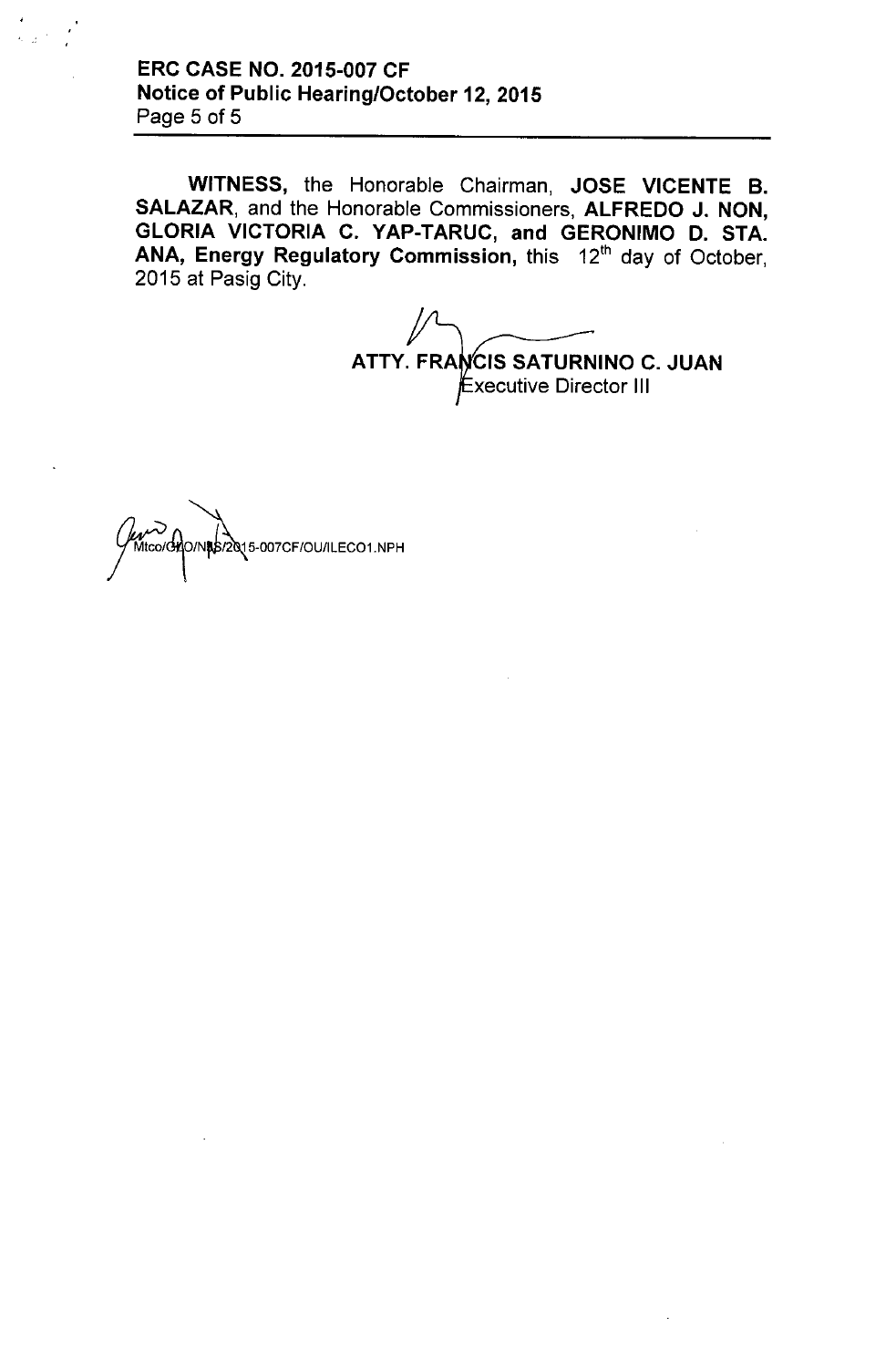**WITNESS,** the Honorable Chairman, **JOSE VICENTE B. SALAZAR**, and the Honorable Commissioners, **ALFREDO J. NON, GLORIA VICTORIA C. YAP-TARUC, and GERONIMO D. STA. ANA, Energy Regulatory Commission,** this 12th day of October, 2015 at Pasig City.

**ATTY. FRANCIS SATURNINO C. JUAN**
Executive Director III

Mtco/GAO/NJS/2015-007CF/OU/ILECO1.NPH